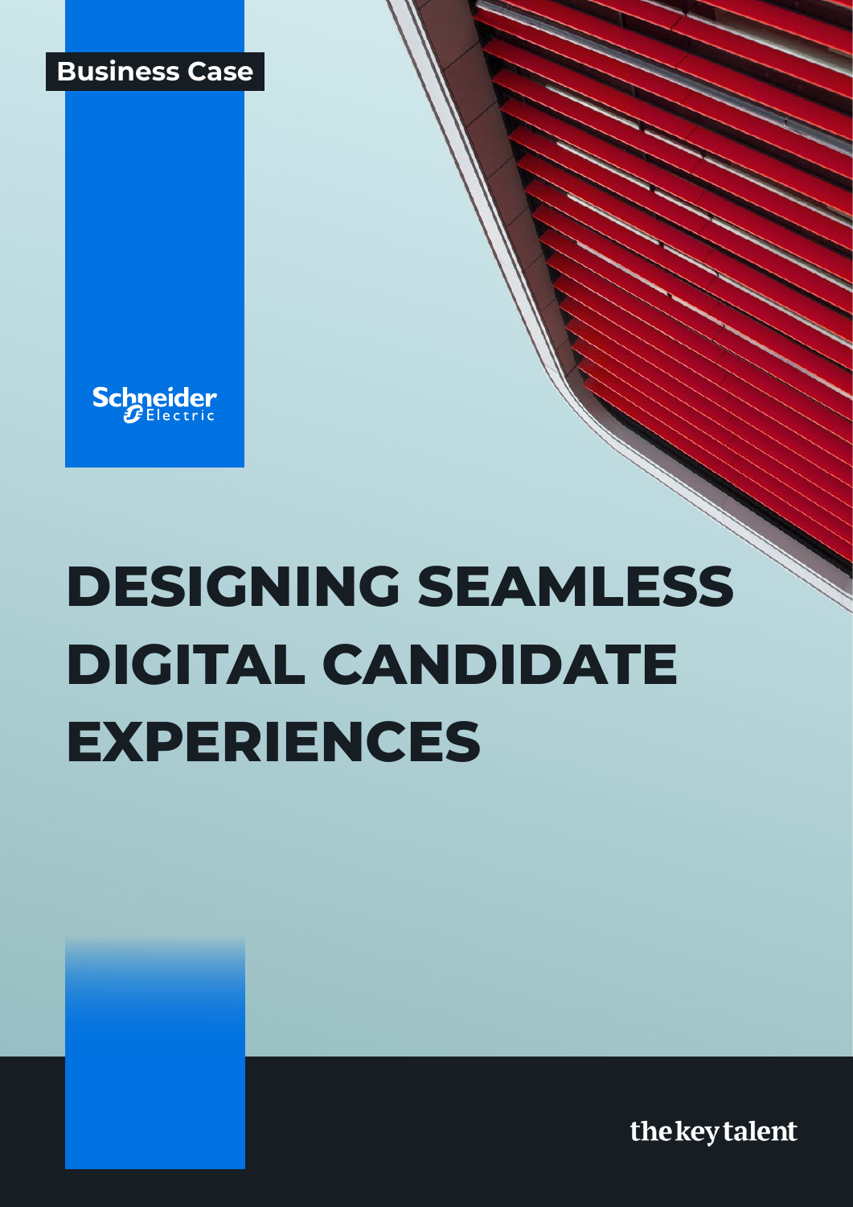Business Case

Schneider Electric

# DESIGNING SEAMLESS DIGITAL CANDIDATE EXPERIENCES

the key talent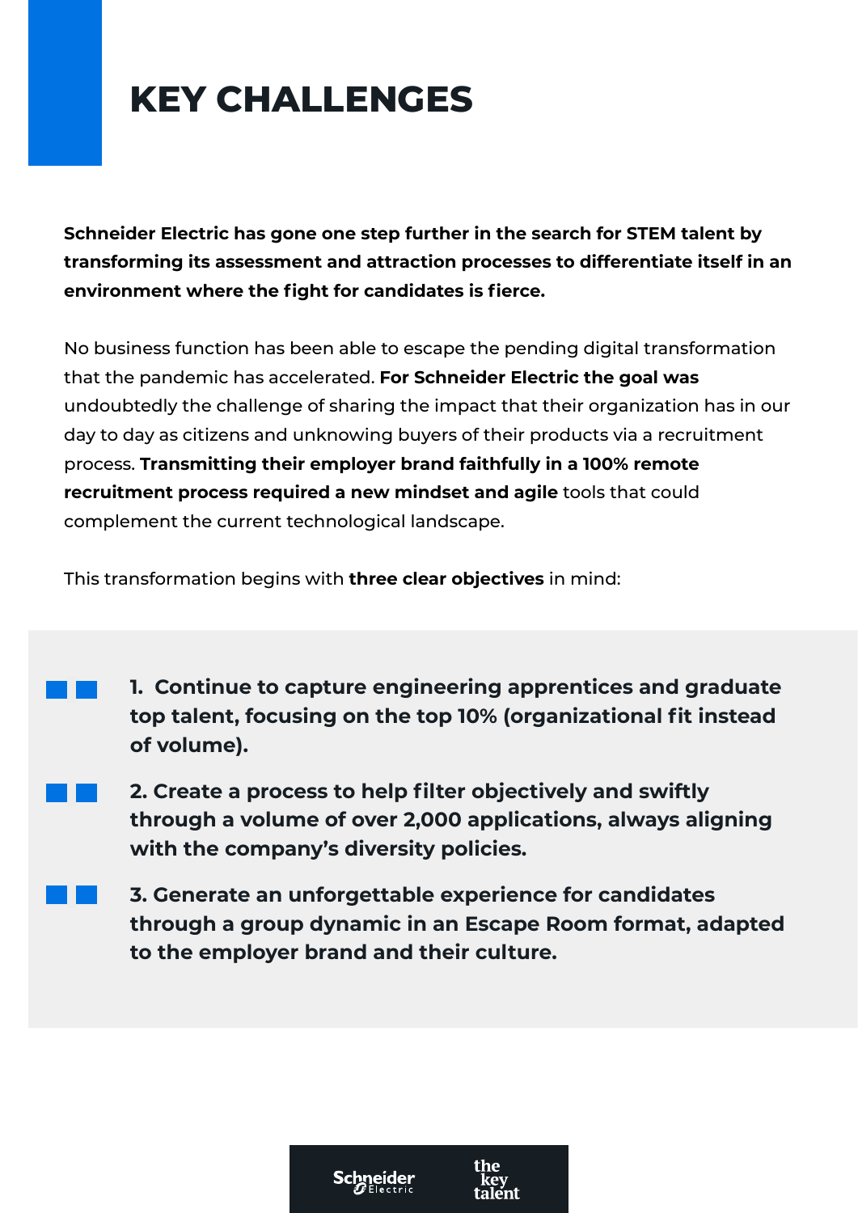# KEY CHALLENGES

**Schneider Electric has gone one step further in the search for STEM talent by transforming its assessment and attraction processes to differentiate itself in an environment where the fight for candidates is fierce.**

No business function has been able to escape the pending digital transformation that the pandemic has accelerated. **For Schneider Electric the goal was** undoubtedly the challenge of sharing the impact that their organization has in our day to day as citizens and unknowing buyers of their products via a recruitment process. **Transmitting their employer brand faithfully in a 100% remote recruitment process required a new mindset and agile** tools that could complement the current technological landscape.

This transformation begins with **three clear objectives** in mind:

1. **Continue to capture engineering apprentices and graduate top talent, focusing on the top 10% (organizational fit instead of volume).**
2. **Create a process to help filter objectively and swiftly through a volume of over 2,000 applications, always aligning with the company's diversity policies.**
3. **Generate an unforgettable experience for candidates through a group dynamic in an Escape Room format, adapted to the employer brand and their culture.**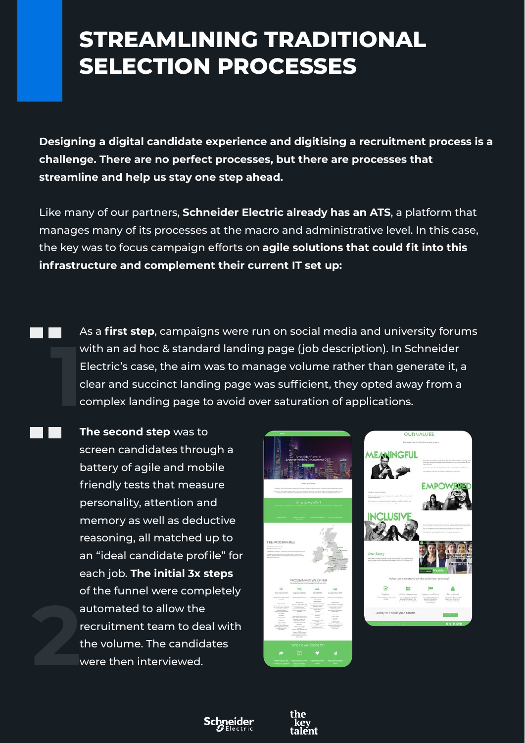# STREAMLINING TRADITIONAL SELECTION PROCESSES

**Designing a digital candidate experience and digitising a recruitment process is a challenge. There are no perfect processes, but there are processes that streamline and help us stay one step ahead.**

Like many of our partners, **Schneider Electric already has an ATS**, a platform that manages many of its processes at the macro and administrative level. In this case, the key was to focus campaign efforts on **agile solutions that could fit into this infrastructure and complement their current IT set up:**

1. As a **first step**, campaigns were run on social media and university forums with an ad hoc & standard landing page (job description). In Schneider Electric's case, the aim was to manage volume rather than generate it, a clear and succinct landing page was sufficient, they opted away from a complex landing page to avoid over saturation of applications.

2. **The second step** was to screen candidates through a battery of agile and mobile friendly tests that measure personality, attention and memory as well as deductive reasoning, all matched up to an "ideal candidate profile" for each job. **The initial 3x steps** of the funnel were completely automated to allow the recruitment team to deal with the volume. The candidates were then interviewed.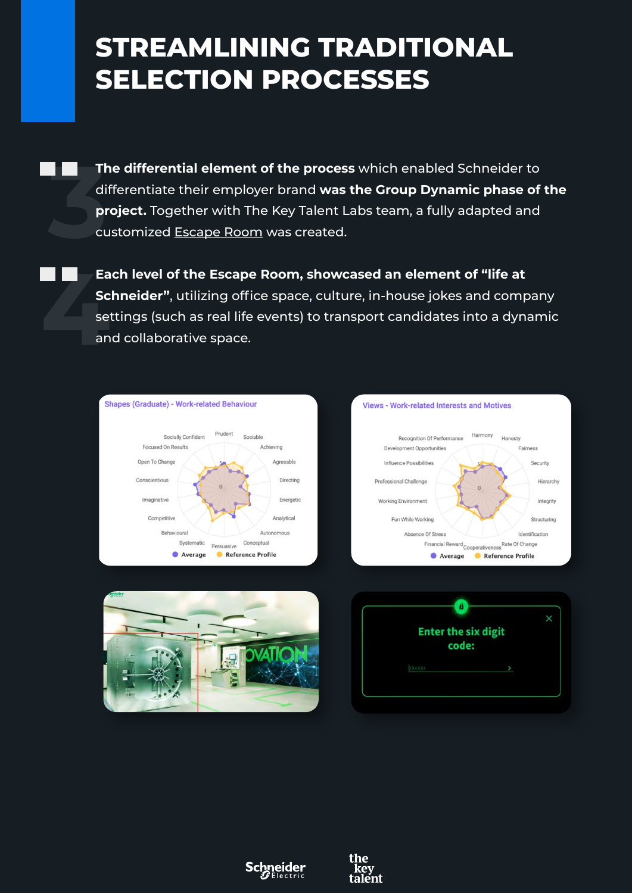# STREAMLINING TRADITIONAL SELECTION PROCESSES

3

**The differential element of the process** which enabled Schneider to differentiate their employer brand **was the Group Dynamic phase of the project.** Together with The Key Talent Labs team, a fully adapted and customized Escape Room was created.

4

**Each level of the Escape Room, showcased an element of "life at Schneider"**, utilizing office space, culture, in-house jokes and company settings (such as real life events) to transport candidates into a dynamic and collaborative space.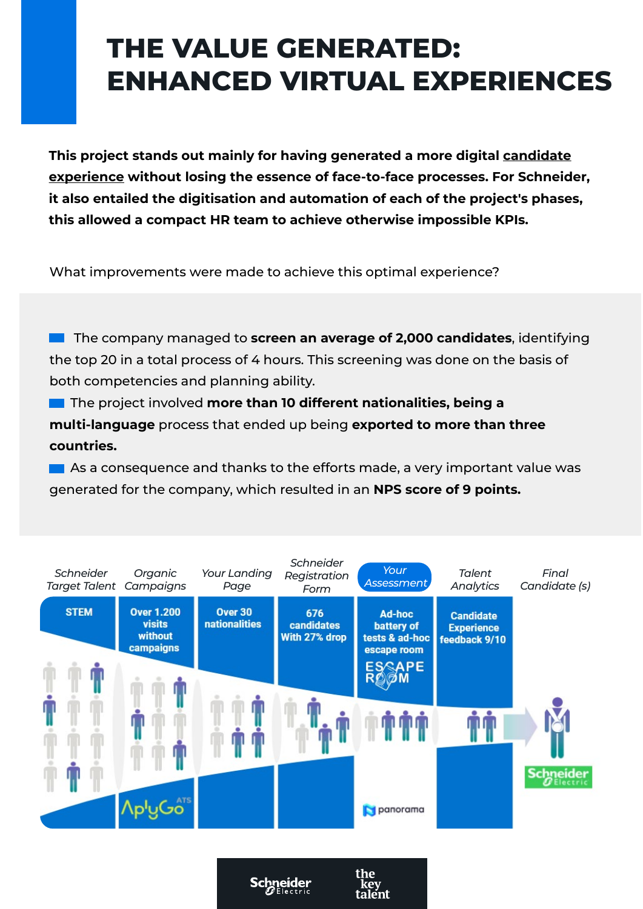# THE VALUE GENERATED: ENHANCED VIRTUAL EXPERIENCES

**This project stands out mainly for having generated a more digital candidate experience without losing the essence of face-to-face processes. For Schneider, it also entailed the digitisation and automation of each of the project's phases, this allowed a compact HR team to achieve otherwise impossible KPIs.**

What improvements were made to achieve this optimal experience?

- The company managed to **screen an average of 2,000 candidates**, identifying the top 20 in a total process of 4 hours. This screening was done on the basis of both competencies and planning ability.
- The project involved **more than 10 different nationalities, being a multi-language** process that ended up being **exported to more than three countries.**
- As a consequence and thanks to the efforts made, a very important value was generated for the company, which resulted in an **NPS score of 9 points.**

*Schneider Target Talent*
STEM

*Organic Campaigns*
Over 1.200 visits without campaigns
AplyGo ATS

*Your Landing Page*
Over 30 nationalities

*Schneider Registration Form*
676 candidates With 27% drop

*Your Assessment*
Ad-hoc battery of tests & ad-hoc escape room
ESCAPE ROOM
panorama

*Talent Analytics*
Candidate Experience feedback 9/10

*Final Candidate (s)*
Schneider Electric

Schneider Electric | the key talent